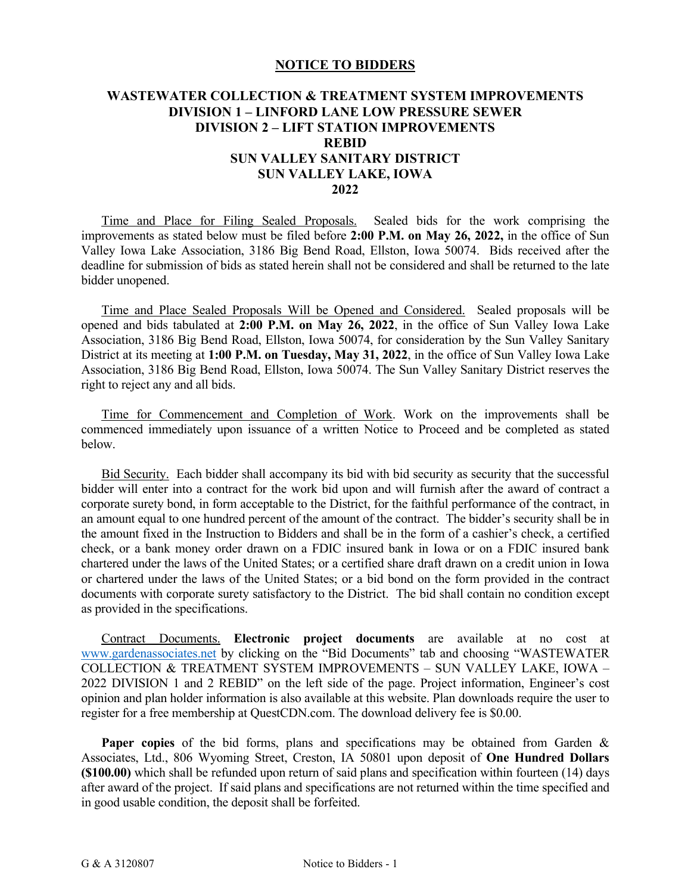# NOTICE TO BIDDERS

## WASTEWATER COLLECTION & TREATMENT SYSTEM IMPROVEMENTS
## DIVISION 1 – LINFORD LANE LOW PRESSURE SEWER
## DIVISION 2 – LIFT STATION IMPROVEMENTS
## REBID
## SUN VALLEY SANITARY DISTRICT
## SUN VALLEY LAKE, IOWA
## 2022

Time and Place for Filing Sealed Proposals. Sealed bids for the work comprising the improvements as stated below must be filed before **2:00 P.M. on May 26, 2022,** in the office of Sun Valley Iowa Lake Association, 3186 Big Bend Road, Ellston, Iowa 50074. Bids received after the deadline for submission of bids as stated herein shall not be considered and shall be returned to the late bidder unopened.

Time and Place Sealed Proposals Will be Opened and Considered. Sealed proposals will be opened and bids tabulated at **2:00 P.M. on May 26, 2022**, in the office of Sun Valley Iowa Lake Association, 3186 Big Bend Road, Ellston, Iowa 50074, for consideration by the Sun Valley Sanitary District at its meeting at **1:00 P.M. on Tuesday, May 31, 2022**, in the office of Sun Valley Iowa Lake Association, 3186 Big Bend Road, Ellston, Iowa 50074. The Sun Valley Sanitary District reserves the right to reject any and all bids.

Time for Commencement and Completion of Work. Work on the improvements shall be commenced immediately upon issuance of a written Notice to Proceed and be completed as stated below.

Bid Security. Each bidder shall accompany its bid with bid security as security that the successful bidder will enter into a contract for the work bid upon and will furnish after the award of contract a corporate surety bond, in form acceptable to the District, for the faithful performance of the contract, in an amount equal to one hundred percent of the amount of the contract. The bidder's security shall be in the amount fixed in the Instruction to Bidders and shall be in the form of a cashier's check, a certified check, or a bank money order drawn on a FDIC insured bank in Iowa or on a FDIC insured bank chartered under the laws of the United States; or a certified share draft drawn on a credit union in Iowa or chartered under the laws of the United States; or a bid bond on the form provided in the contract documents with corporate surety satisfactory to the District. The bid shall contain no condition except as provided in the specifications.

Contract Documents. **Electronic project documents** are available at no cost at www.gardenassociates.net by clicking on the "Bid Documents" tab and choosing "WASTEWATER COLLECTION & TREATMENT SYSTEM IMPROVEMENTS – SUN VALLEY LAKE, IOWA – 2022 DIVISION 1 and 2 REBID" on the left side of the page. Project information, Engineer's cost opinion and plan holder information is also available at this website. Plan downloads require the user to register for a free membership at QuestCDN.com. The download delivery fee is $0.00.

**Paper copies** of the bid forms, plans and specifications may be obtained from Garden & Associates, Ltd., 806 Wyoming Street, Creston, IA 50801 upon deposit of **One Hundred Dollars ($100.00)** which shall be refunded upon return of said plans and specification within fourteen (14) days after award of the project. If said plans and specifications are not returned within the time specified and in good usable condition, the deposit shall be forfeited.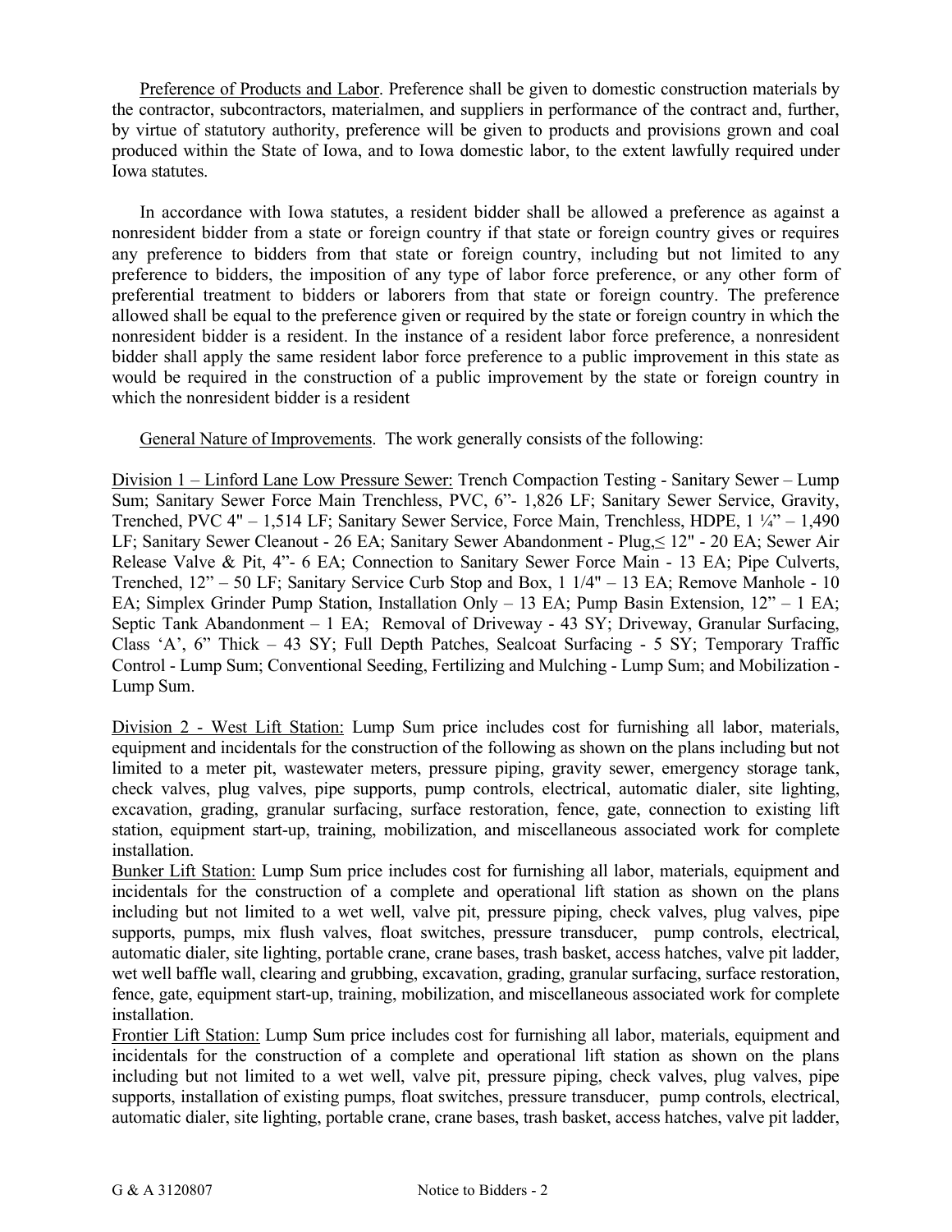Preference of Products and Labor. Preference shall be given to domestic construction materials by the contractor, subcontractors, materialmen, and suppliers in performance of the contract and, further, by virtue of statutory authority, preference will be given to products and provisions grown and coal produced within the State of Iowa, and to Iowa domestic labor, to the extent lawfully required under Iowa statutes.

In accordance with Iowa statutes, a resident bidder shall be allowed a preference as against a nonresident bidder from a state or foreign country if that state or foreign country gives or requires any preference to bidders from that state or foreign country, including but not limited to any preference to bidders, the imposition of any type of labor force preference, or any other form of preferential treatment to bidders or laborers from that state or foreign country. The preference allowed shall be equal to the preference given or required by the state or foreign country in which the nonresident bidder is a resident. In the instance of a resident labor force preference, a nonresident bidder shall apply the same resident labor force preference to a public improvement in this state as would be required in the construction of a public improvement by the state or foreign country in which the nonresident bidder is a resident

General Nature of Improvements. The work generally consists of the following:

Division 1 – Linford Lane Low Pressure Sewer: Trench Compaction Testing - Sanitary Sewer – Lump Sum; Sanitary Sewer Force Main Trenchless, PVC, 6"- 1,826 LF; Sanitary Sewer Service, Gravity, Trenched, PVC 4" – 1,514 LF; Sanitary Sewer Service, Force Main, Trenchless, HDPE, 1 ¼" – 1,490 LF; Sanitary Sewer Cleanout - 26 EA; Sanitary Sewer Abandonment - Plug,≤ 12" - 20 EA; Sewer Air Release Valve & Pit, 4"- 6 EA; Connection to Sanitary Sewer Force Main - 13 EA; Pipe Culverts, Trenched, 12" – 50 LF; Sanitary Service Curb Stop and Box, 1 1/4" – 13 EA; Remove Manhole - 10 EA; Simplex Grinder Pump Station, Installation Only – 13 EA; Pump Basin Extension, 12" – 1 EA; Septic Tank Abandonment – 1 EA; Removal of Driveway - 43 SY; Driveway, Granular Surfacing, Class 'A', 6" Thick – 43 SY; Full Depth Patches, Sealcoat Surfacing - 5 SY; Temporary Traffic Control - Lump Sum; Conventional Seeding, Fertilizing and Mulching - Lump Sum; and Mobilization - Lump Sum.

Division 2 - West Lift Station: Lump Sum price includes cost for furnishing all labor, materials, equipment and incidentals for the construction of the following as shown on the plans including but not limited to a meter pit, wastewater meters, pressure piping, gravity sewer, emergency storage tank, check valves, plug valves, pipe supports, pump controls, electrical, automatic dialer, site lighting, excavation, grading, granular surfacing, surface restoration, fence, gate, connection to existing lift station, equipment start-up, training, mobilization, and miscellaneous associated work for complete installation.

Bunker Lift Station: Lump Sum price includes cost for furnishing all labor, materials, equipment and incidentals for the construction of a complete and operational lift station as shown on the plans including but not limited to a wet well, valve pit, pressure piping, check valves, plug valves, pipe supports, pumps, mix flush valves, float switches, pressure transducer, pump controls, electrical, automatic dialer, site lighting, portable crane, crane bases, trash basket, access hatches, valve pit ladder, wet well baffle wall, clearing and grubbing, excavation, grading, granular surfacing, surface restoration, fence, gate, equipment start-up, training, mobilization, and miscellaneous associated work for complete installation.

Frontier Lift Station: Lump Sum price includes cost for furnishing all labor, materials, equipment and incidentals for the construction of a complete and operational lift station as shown on the plans including but not limited to a wet well, valve pit, pressure piping, check valves, plug valves, pipe supports, installation of existing pumps, float switches, pressure transducer, pump controls, electrical, automatic dialer, site lighting, portable crane, crane bases, trash basket, access hatches, valve pit ladder,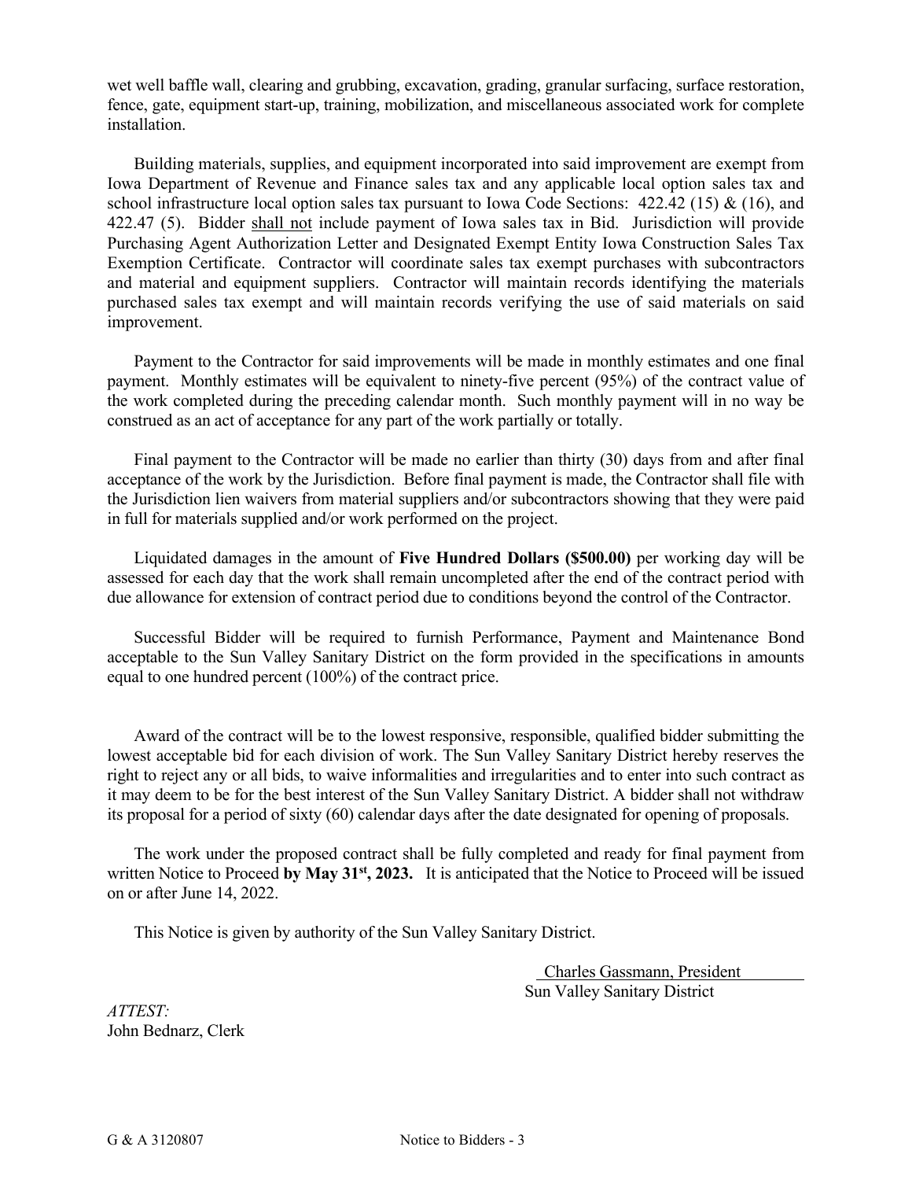wet well baffle wall, clearing and grubbing, excavation, grading, granular surfacing, surface restoration, fence, gate, equipment start-up, training, mobilization, and miscellaneous associated work for complete installation.

Building materials, supplies, and equipment incorporated into said improvement are exempt from Iowa Department of Revenue and Finance sales tax and any applicable local option sales tax and school infrastructure local option sales tax pursuant to Iowa Code Sections: 422.42 (15) & (16), and 422.47 (5). Bidder shall not include payment of Iowa sales tax in Bid. Jurisdiction will provide Purchasing Agent Authorization Letter and Designated Exempt Entity Iowa Construction Sales Tax Exemption Certificate. Contractor will coordinate sales tax exempt purchases with subcontractors and material and equipment suppliers. Contractor will maintain records identifying the materials purchased sales tax exempt and will maintain records verifying the use of said materials on said improvement.

Payment to the Contractor for said improvements will be made in monthly estimates and one final payment. Monthly estimates will be equivalent to ninety-five percent (95%) of the contract value of the work completed during the preceding calendar month. Such monthly payment will in no way be construed as an act of acceptance for any part of the work partially or totally.

Final payment to the Contractor will be made no earlier than thirty (30) days from and after final acceptance of the work by the Jurisdiction. Before final payment is made, the Contractor shall file with the Jurisdiction lien waivers from material suppliers and/or subcontractors showing that they were paid in full for materials supplied and/or work performed on the project.

Liquidated damages in the amount of **Five Hundred Dollars ($500.00)** per working day will be assessed for each day that the work shall remain uncompleted after the end of the contract period with due allowance for extension of contract period due to conditions beyond the control of the Contractor.

Successful Bidder will be required to furnish Performance, Payment and Maintenance Bond acceptable to the Sun Valley Sanitary District on the form provided in the specifications in amounts equal to one hundred percent (100%) of the contract price.

Award of the contract will be to the lowest responsive, responsible, qualified bidder submitting the lowest acceptable bid for each division of work. The Sun Valley Sanitary District hereby reserves the right to reject any or all bids, to waive informalities and irregularities and to enter into such contract as it may deem to be for the best interest of the Sun Valley Sanitary District. A bidder shall not withdraw its proposal for a period of sixty (60) calendar days after the date designated for opening of proposals.

The work under the proposed contract shall be fully completed and ready for final payment from written Notice to Proceed **by May 31st, 2023.** It is anticipated that the Notice to Proceed will be issued on or after June 14, 2022.

This Notice is given by authority of the Sun Valley Sanitary District.

Charles Gassmann, President
Sun Valley Sanitary District

*ATTEST:*
John Bednarz, Clerk

G & A 3120807 Notice to Bidders - 3